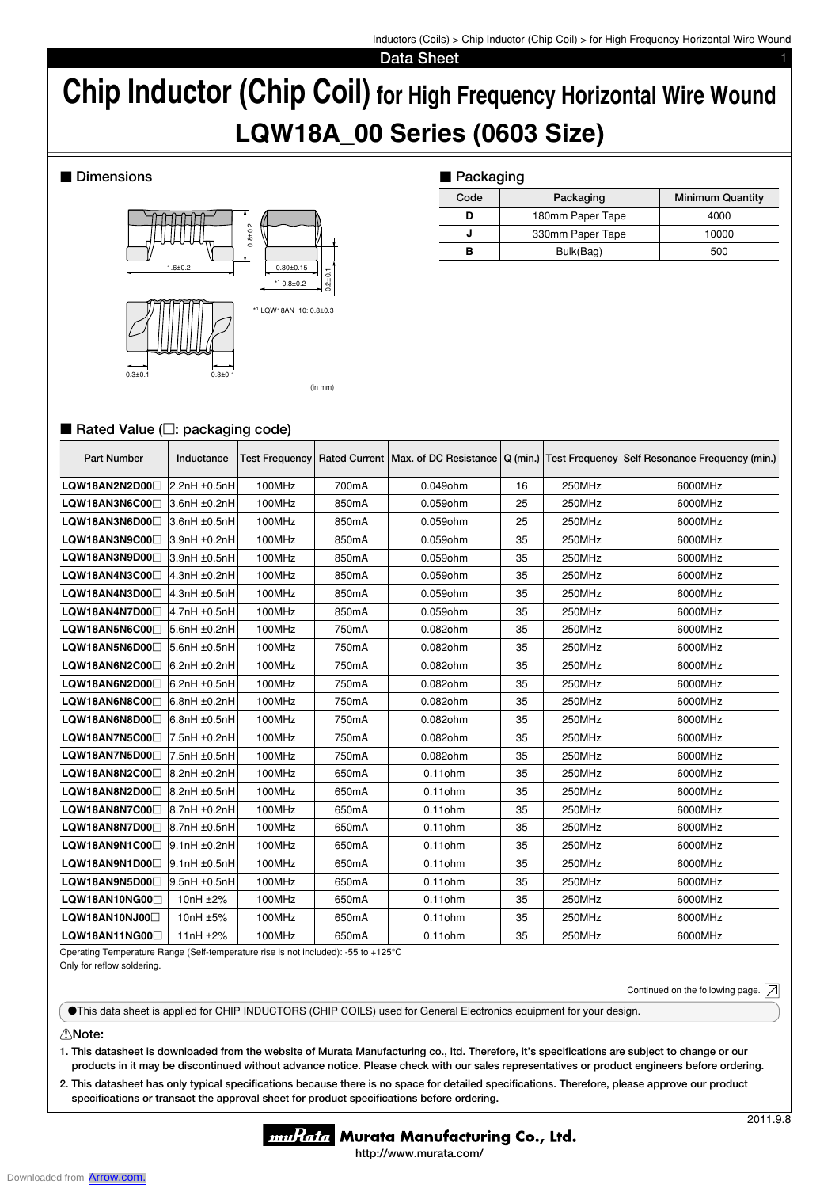# Chip Inductor (Chip Coil) for High Frequency Horizontal Wire Wound

## LQW18A_00 Series (0603 Size)

### ■ Dimensions

1.6±0.2

0.8±0.2

0.80±0.15

*1 0.8±0.2

0.2±0.1

0.3±0.1

0.3±0.1

*1 LQW18AN_10: 0.8±0.3

(in mm)

### ■ Packaging

| Code | Packaging | Minimum Quantity |
|---|---|---|
| D | 180mm Paper Tape | 4000 |
| J | 330mm Paper Tape | 10000 |
| B | Bulk(Bag) | 500 |

### ■ Rated Value (□: packaging code)

| Part Number | Inductance | Test Frequency | Rated Current | Max. of DC Resistance | Q (min.) | Test Frequency | Self Resonance Frequency (min.) |
|---|---|---|---|---|---|---|---|
| **LQW18AN2N2D00□** | 2.2nH ±0.5nH | 100MHz | 700mA | 0.049ohm | 16 | 250MHz | 6000MHz |
| **LQW18AN3N6C00□** | 3.6nH ±0.2nH | 100MHz | 850mA | 0.059ohm | 25 | 250MHz | 6000MHz |
| **LQW18AN3N6D00□** | 3.6nH ±0.5nH | 100MHz | 850mA | 0.059ohm | 25 | 250MHz | 6000MHz |
| **LQW18AN3N9C00□** | 3.9nH ±0.2nH | 100MHz | 850mA | 0.059ohm | 35 | 250MHz | 6000MHz |
| **LQW18AN3N9D00□** | 3.9nH ±0.5nH | 100MHz | 850mA | 0.059ohm | 35 | 250MHz | 6000MHz |
| **LQW18AN4N3C00□** | 4.3nH ±0.2nH | 100MHz | 850mA | 0.059ohm | 35 | 250MHz | 6000MHz |
| **LQW18AN4N3D00□** | 4.3nH ±0.5nH | 100MHz | 850mA | 0.059ohm | 35 | 250MHz | 6000MHz |
| **LQW18AN4N7D00□** | 4.7nH ±0.5nH | 100MHz | 850mA | 0.059ohm | 35 | 250MHz | 6000MHz |
| **LQW18AN5N6C00□** | 5.6nH ±0.2nH | 100MHz | 750mA | 0.082ohm | 35 | 250MHz | 6000MHz |
| **LQW18AN5N6D00□** | 5.6nH ±0.5nH | 100MHz | 750mA | 0.082ohm | 35 | 250MHz | 6000MHz |
| **LQW18AN6N2C00□** | 6.2nH ±0.2nH | 100MHz | 750mA | 0.082ohm | 35 | 250MHz | 6000MHz |
| **LQW18AN6N2D00□** | 6.2nH ±0.5nH | 100MHz | 750mA | 0.082ohm | 35 | 250MHz | 6000MHz |
| **LQW18AN6N8C00□** | 6.8nH ±0.2nH | 100MHz | 750mA | 0.082ohm | 35 | 250MHz | 6000MHz |
| **LQW18AN6N8D00□** | 6.8nH ±0.5nH | 100MHz | 750mA | 0.082ohm | 35 | 250MHz | 6000MHz |
| **LQW18AN7N5C00□** | 7.5nH ±0.2nH | 100MHz | 750mA | 0.082ohm | 35 | 250MHz | 6000MHz |
| **LQW18AN7N5D00□** | 7.5nH ±0.5nH | 100MHz | 750mA | 0.082ohm | 35 | 250MHz | 6000MHz |
| **LQW18AN8N2C00□** | 8.2nH ±0.2nH | 100MHz | 650mA | 0.11ohm | 35 | 250MHz | 6000MHz |
| **LQW18AN8N2D00□** | 8.2nH ±0.5nH | 100MHz | 650mA | 0.11ohm | 35 | 250MHz | 6000MHz |
| **LQW18AN8N7C00□** | 8.7nH ±0.2nH | 100MHz | 650mA | 0.11ohm | 35 | 250MHz | 6000MHz |
| **LQW18AN8N7D00□** | 8.7nH ±0.5nH | 100MHz | 650mA | 0.11ohm | 35 | 250MHz | 6000MHz |
| **LQW18AN9N1C00□** | 9.1nH ±0.2nH | 100MHz | 650mA | 0.11ohm | 35 | 250MHz | 6000MHz |
| **LQW18AN9N1D00□** | 9.1nH ±0.5nH | 100MHz | 650mA | 0.11ohm | 35 | 250MHz | 6000MHz |
| **LQW18AN9N5D00□** | 9.5nH ±0.5nH | 100MHz | 650mA | 0.11ohm | 35 | 250MHz | 6000MHz |
| **LQW18AN10NG00□** | 10nH ±2% | 100MHz | 650mA | 0.11ohm | 35 | 250MHz | 6000MHz |
| **LQW18AN10NJ00□** | 10nH ±5% | 100MHz | 650mA | 0.11ohm | 35 | 250MHz | 6000MHz |
| **LQW18AN11NG00□** | 11nH ±2% | 100MHz | 650mA | 0.11ohm | 35 | 250MHz | 6000MHz |

Operating Temperature Range (Self-temperature rise is not included): -55 to +125°C

Only for reflow soldering.

Continued on the following page.

●This data sheet is applied for CHIP INDUCTORS (CHIP COILS) used for General Electronics equipment for your design.

⚠Note:

1. This datasheet is downloaded from the website of Murata Manufacturing co., ltd. Therefore, it's specifications are subject to change or our products in it may be discontinued without advance notice. Please check with our sales representatives or product engineers before ordering.
2. This datasheet has only typical specifications because there is no space for detailed specifications. Therefore, please approve our product specifications or transact the approval sheet for product specifications before ordering.

2011.9.8

Murata Manufacturing Co., Ltd.

http://www.murata.com/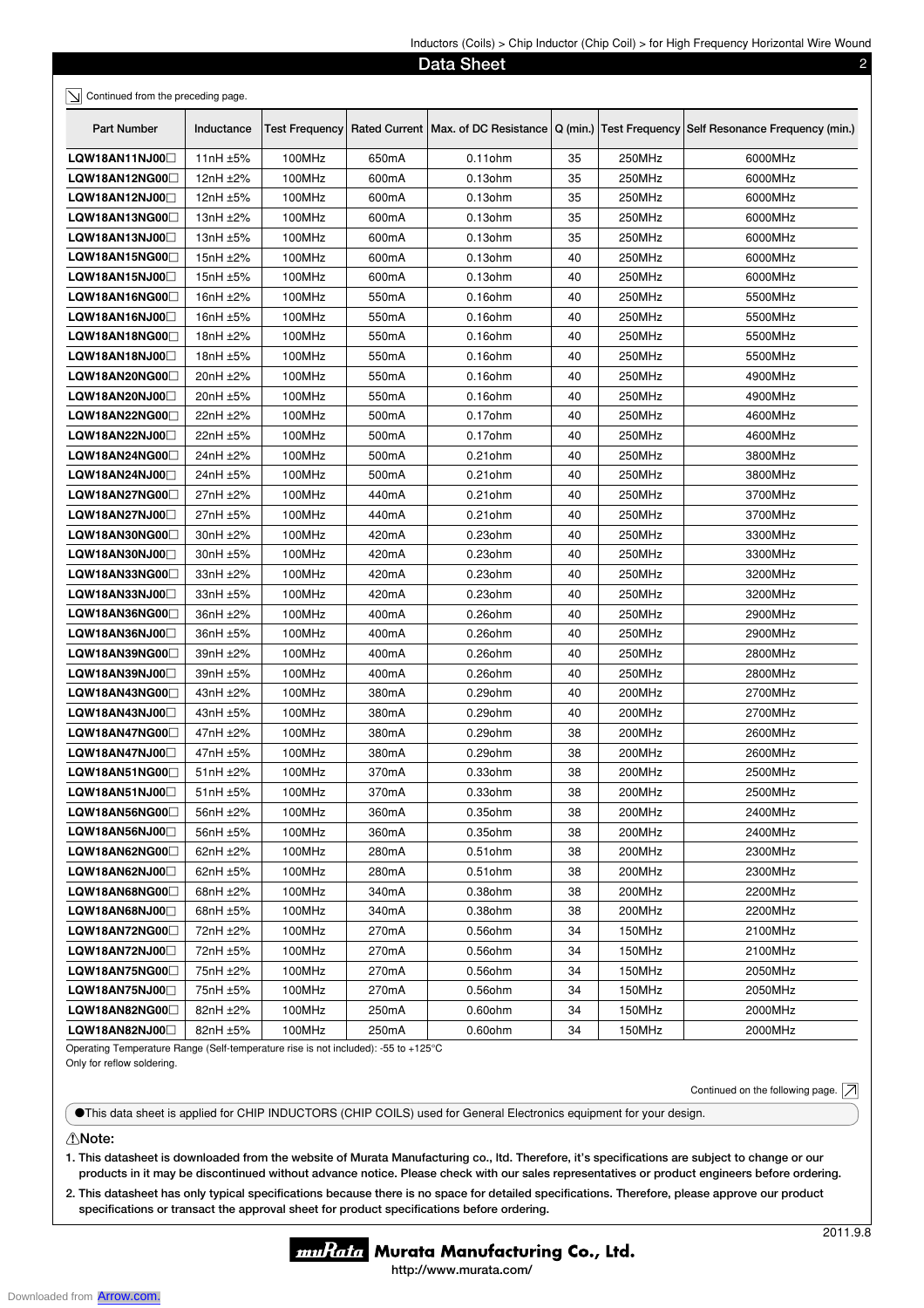Data Sheet

Continued from the preceding page.

| Part Number | Inductance | Test Frequency | Rated Current | Max. of DC Resistance | Q (min.) | Test Frequency | Self Resonance Frequency (min.) |
|---|---|---|---|---|---|---|---|
| **LQW18AN11NJ00□** | 11nH ±5% | 100MHz | 650mA | 0.11ohm | 35 | 250MHz | 6000MHz |
| **LQW18AN12NG00□** | 12nH ±2% | 100MHz | 600mA | 0.13ohm | 35 | 250MHz | 6000MHz |
| **LQW18AN12NJ00□** | 12nH ±5% | 100MHz | 600mA | 0.13ohm | 35 | 250MHz | 6000MHz |
| **LQW18AN13NG00□** | 13nH ±2% | 100MHz | 600mA | 0.13ohm | 35 | 250MHz | 6000MHz |
| **LQW18AN13NJ00□** | 13nH ±5% | 100MHz | 600mA | 0.13ohm | 35 | 250MHz | 6000MHz |
| **LQW18AN15NG00□** | 15nH ±2% | 100MHz | 600mA | 0.13ohm | 40 | 250MHz | 6000MHz |
| **LQW18AN15NJ00□** | 15nH ±5% | 100MHz | 600mA | 0.13ohm | 40 | 250MHz | 6000MHz |
| **LQW18AN16NG00□** | 16nH ±2% | 100MHz | 550mA | 0.16ohm | 40 | 250MHz | 5500MHz |
| **LQW18AN16NJ00□** | 16nH ±5% | 100MHz | 550mA | 0.16ohm | 40 | 250MHz | 5500MHz |
| **LQW18AN18NG00□** | 18nH ±2% | 100MHz | 550mA | 0.16ohm | 40 | 250MHz | 5500MHz |
| **LQW18AN18NJ00□** | 18nH ±5% | 100MHz | 550mA | 0.16ohm | 40 | 250MHz | 5500MHz |
| **LQW18AN20NG00□** | 20nH ±2% | 100MHz | 550mA | 0.16ohm | 40 | 250MHz | 4900MHz |
| **LQW18AN20NJ00□** | 20nH ±5% | 100MHz | 550mA | 0.16ohm | 40 | 250MHz | 4900MHz |
| **LQW18AN22NG00□** | 22nH ±2% | 100MHz | 500mA | 0.17ohm | 40 | 250MHz | 4600MHz |
| **LQW18AN22NJ00□** | 22nH ±5% | 100MHz | 500mA | 0.17ohm | 40 | 250MHz | 4600MHz |
| **LQW18AN24NG00□** | 24nH ±2% | 100MHz | 500mA | 0.21ohm | 40 | 250MHz | 3800MHz |
| **LQW18AN24NJ00□** | 24nH ±5% | 100MHz | 500mA | 0.21ohm | 40 | 250MHz | 3800MHz |
| **LQW18AN27NG00□** | 27nH ±2% | 100MHz | 440mA | 0.21ohm | 40 | 250MHz | 3700MHz |
| **LQW18AN27NJ00□** | 27nH ±5% | 100MHz | 440mA | 0.21ohm | 40 | 250MHz | 3700MHz |
| **LQW18AN30NG00□** | 30nH ±2% | 100MHz | 420mA | 0.23ohm | 40 | 250MHz | 3300MHz |
| **LQW18AN30NJ00□** | 30nH ±5% | 100MHz | 420mA | 0.23ohm | 40 | 250MHz | 3300MHz |
| **LQW18AN33NG00□** | 33nH ±2% | 100MHz | 420mA | 0.23ohm | 40 | 250MHz | 3200MHz |
| **LQW18AN33NJ00□** | 33nH ±5% | 100MHz | 420mA | 0.23ohm | 40 | 250MHz | 3200MHz |
| **LQW18AN36NG00□** | 36nH ±2% | 100MHz | 400mA | 0.26ohm | 40 | 250MHz | 2900MHz |
| **LQW18AN36NJ00□** | 36nH ±5% | 100MHz | 400mA | 0.26ohm | 40 | 250MHz | 2900MHz |
| **LQW18AN39NG00□** | 39nH ±2% | 100MHz | 400mA | 0.26ohm | 40 | 250MHz | 2800MHz |
| **LQW18AN39NJ00□** | 39nH ±5% | 100MHz | 400mA | 0.26ohm | 40 | 250MHz | 2800MHz |
| **LQW18AN43NG00□** | 43nH ±2% | 100MHz | 380mA | 0.29ohm | 40 | 200MHz | 2700MHz |
| **LQW18AN43NJ00□** | 43nH ±5% | 100MHz | 380mA | 0.29ohm | 40 | 200MHz | 2700MHz |
| **LQW18AN47NG00□** | 47nH ±2% | 100MHz | 380mA | 0.29ohm | 38 | 200MHz | 2600MHz |
| **LQW18AN47NJ00□** | 47nH ±5% | 100MHz | 380mA | 0.29ohm | 38 | 200MHz | 2600MHz |
| **LQW18AN51NG00□** | 51nH ±2% | 100MHz | 370mA | 0.33ohm | 38 | 200MHz | 2500MHz |
| **LQW18AN51NJ00□** | 51nH ±5% | 100MHz | 370mA | 0.33ohm | 38 | 200MHz | 2500MHz |
| **LQW18AN56NG00□** | 56nH ±2% | 100MHz | 360mA | 0.35ohm | 38 | 200MHz | 2400MHz |
| **LQW18AN56NJ00□** | 56nH ±5% | 100MHz | 360mA | 0.35ohm | 38 | 200MHz | 2400MHz |
| **LQW18AN62NG00□** | 62nH ±2% | 100MHz | 280mA | 0.51ohm | 38 | 200MHz | 2300MHz |
| **LQW18AN62NJ00□** | 62nH ±5% | 100MHz | 280mA | 0.51ohm | 38 | 200MHz | 2300MHz |
| **LQW18AN68NG00□** | 68nH ±2% | 100MHz | 340mA | 0.38ohm | 38 | 200MHz | 2200MHz |
| **LQW18AN68NJ00□** | 68nH ±5% | 100MHz | 340mA | 0.38ohm | 38 | 200MHz | 2200MHz |
| **LQW18AN72NG00□** | 72nH ±2% | 100MHz | 270mA | 0.56ohm | 34 | 150MHz | 2100MHz |
| **LQW18AN72NJ00□** | 72nH ±5% | 100MHz | 270mA | 0.56ohm | 34 | 150MHz | 2100MHz |
| **LQW18AN75NG00□** | 75nH ±2% | 100MHz | 270mA | 0.56ohm | 34 | 150MHz | 2050MHz |
| **LQW18AN75NJ00□** | 75nH ±5% | 100MHz | 270mA | 0.56ohm | 34 | 150MHz | 2050MHz |
| **LQW18AN82NG00□** | 82nH ±2% | 100MHz | 250mA | 0.60ohm | 34 | 150MHz | 2000MHz |
| **LQW18AN82NJ00□** | 82nH ±5% | 100MHz | 250mA | 0.60ohm | 34 | 150MHz | 2000MHz |

Operating Temperature Range (Self-temperature rise is not included): -55 to +125°C
Only for reflow soldering.

Continued on the following page.

●This data sheet is applied for CHIP INDUCTORS (CHIP COILS) used for General Electronics equipment for your design.

⚠Note:

1. This datasheet is downloaded from the website of Murata Manufacturing co., ltd. Therefore, it's specifications are subject to change or our products in it may be discontinued without advance notice. Please check with our sales representatives or product engineers before ordering.
2. This datasheet has only typical specifications because there is no space for detailed specifications. Therefore, please approve our product specifications or transact the approval sheet for product specifications before ordering.

2011.9.8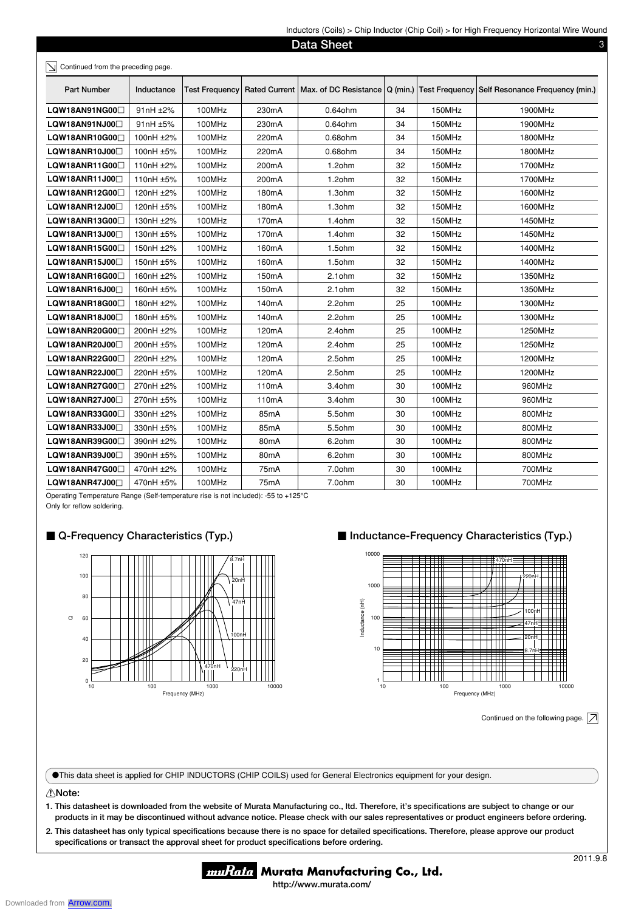Continued from the preceding page.

| Part Number | Inductance | Test Frequency | Rated Current | Max. of DC Resistance | Q (min.) | Test Frequency | Self Resonance Frequency (min.) |
|---|---|---|---|---|---|---|---|
| LQW18AN91NG00□ | 91nH ±2% | 100MHz | 230mA | 0.64ohm | 34 | 150MHz | 1900MHz |
| LQW18AN91NJ00□ | 91nH ±5% | 100MHz | 230mA | 0.64ohm | 34 | 150MHz | 1900MHz |
| LQW18ANR10G00□ | 100nH ±2% | 100MHz | 220mA | 0.68ohm | 34 | 150MHz | 1800MHz |
| LQW18ANR10J00□ | 100nH ±5% | 100MHz | 220mA | 0.68ohm | 34 | 150MHz | 1800MHz |
| LQW18ANR11G00□ | 110nH ±2% | 100MHz | 200mA | 1.2ohm | 32 | 150MHz | 1700MHz |
| LQW18ANR11J00□ | 110nH ±5% | 100MHz | 200mA | 1.2ohm | 32 | 150MHz | 1700MHz |
| LQW18ANR12G00□ | 120nH ±2% | 100MHz | 180mA | 1.3ohm | 32 | 150MHz | 1600MHz |
| LQW18ANR12J00□ | 120nH ±5% | 100MHz | 180mA | 1.3ohm | 32 | 150MHz | 1600MHz |
| LQW18ANR13G00□ | 130nH ±2% | 100MHz | 170mA | 1.4ohm | 32 | 150MHz | 1450MHz |
| LQW18ANR13J00□ | 130nH ±5% | 100MHz | 170mA | 1.4ohm | 32 | 150MHz | 1450MHz |
| LQW18ANR15G00□ | 150nH ±2% | 100MHz | 160mA | 1.5ohm | 32 | 150MHz | 1400MHz |
| LQW18ANR15J00□ | 150nH ±5% | 100MHz | 160mA | 1.5ohm | 32 | 150MHz | 1400MHz |
| LQW18ANR16G00□ | 160nH ±2% | 100MHz | 150mA | 2.1ohm | 32 | 150MHz | 1350MHz |
| LQW18ANR16J00□ | 160nH ±5% | 100MHz | 150mA | 2.1ohm | 32 | 150MHz | 1350MHz |
| LQW18ANR18G00□ | 180nH ±2% | 100MHz | 140mA | 2.2ohm | 25 | 100MHz | 1300MHz |
| LQW18ANR18J00□ | 180nH ±5% | 100MHz | 140mA | 2.2ohm | 25 | 100MHz | 1300MHz |
| LQW18ANR20G00□ | 200nH ±2% | 100MHz | 120mA | 2.4ohm | 25 | 100MHz | 1250MHz |
| LQW18ANR20J00□ | 200nH ±5% | 100MHz | 120mA | 2.4ohm | 25 | 100MHz | 1250MHz |
| LQW18ANR22G00□ | 220nH ±2% | 100MHz | 120mA | 2.5ohm | 25 | 100MHz | 1200MHz |
| LQW18ANR22J00□ | 220nH ±5% | 100MHz | 120mA | 2.5ohm | 25 | 100MHz | 1200MHz |
| LQW18ANR27G00□ | 270nH ±2% | 100MHz | 110mA | 3.4ohm | 30 | 100MHz | 960MHz |
| LQW18ANR27J00□ | 270nH ±5% | 100MHz | 110mA | 3.4ohm | 30 | 100MHz | 960MHz |
| LQW18ANR33G00□ | 330nH ±2% | 100MHz | 85mA | 5.5ohm | 30 | 100MHz | 800MHz |
| LQW18ANR33J00□ | 330nH ±5% | 100MHz | 85mA | 5.5ohm | 30 | 100MHz | 800MHz |
| LQW18ANR39G00□ | 390nH ±2% | 100MHz | 80mA | 6.2ohm | 30 | 100MHz | 800MHz |
| LQW18ANR39J00□ | 390nH ±5% | 100MHz | 80mA | 6.2ohm | 30 | 100MHz | 800MHz |
| LQW18ANR47G00□ | 470nH ±2% | 100MHz | 75mA | 7.0ohm | 30 | 100MHz | 700MHz |
| LQW18ANR47J00□ | 470nH ±5% | 100MHz | 75mA | 7.0ohm | 30 | 100MHz | 700MHz |

Operating Temperature Range (Self-temperature rise is not included): -55 to +125°C
Only for reflow soldering.

## ■ Q-Frequency Characteristics (Typ.)

## ■ Inductance-Frequency Characteristics (Typ.)

Continued on the following page.

●This data sheet is applied for CHIP INDUCTORS (CHIP COILS) used for General Electronics equipment for your design.

⚠Note:

1. This datasheet is downloaded from the website of Murata Manufacturing co., ltd. Therefore, it's specifications are subject to change or our products in it may be discontinued without advance notice. Please check with our sales representatives or product engineers before ordering.
2. This datasheet has only typical specifications because there is no space for detailed specifications. Therefore, please approve our product specifications or transact the approval sheet for product specifications before ordering.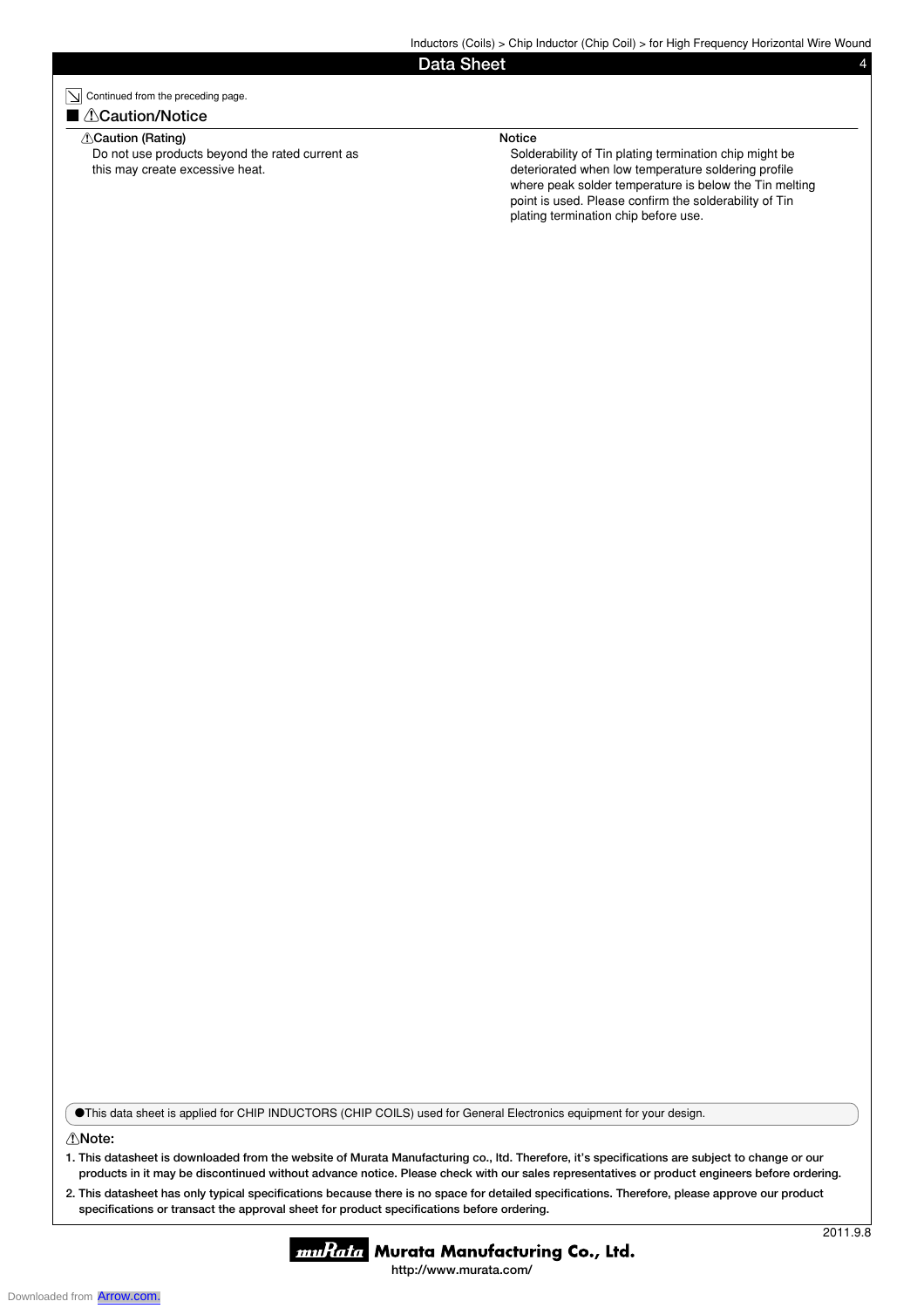Continued from the preceding page.

## ⚠Caution/Notice

**⚠Caution (Rating)**

Do not use products beyond the rated current as this may create excessive heat.

**Notice**

Solderability of Tin plating termination chip might be deteriorated when low temperature soldering profile where peak solder temperature is below the Tin melting point is used. Please confirm the solderability of Tin plating termination chip before use.

●This data sheet is applied for CHIP INDUCTORS (CHIP COILS) used for General Electronics equipment for your design.

**⚠Note:**

1. This datasheet is downloaded from the website of Murata Manufacturing co., ltd. Therefore, it's specifications are subject to change or our products in it may be discontinued without advance notice. Please check with our sales representatives or product engineers before ordering.
2. This datasheet has only typical specifications because there is no space for detailed specifications. Therefore, please approve our product specifications or transact the approval sheet for product specifications before ordering.

2011.9.8

Murata Manufacturing Co., Ltd.

http://www.murata.com/